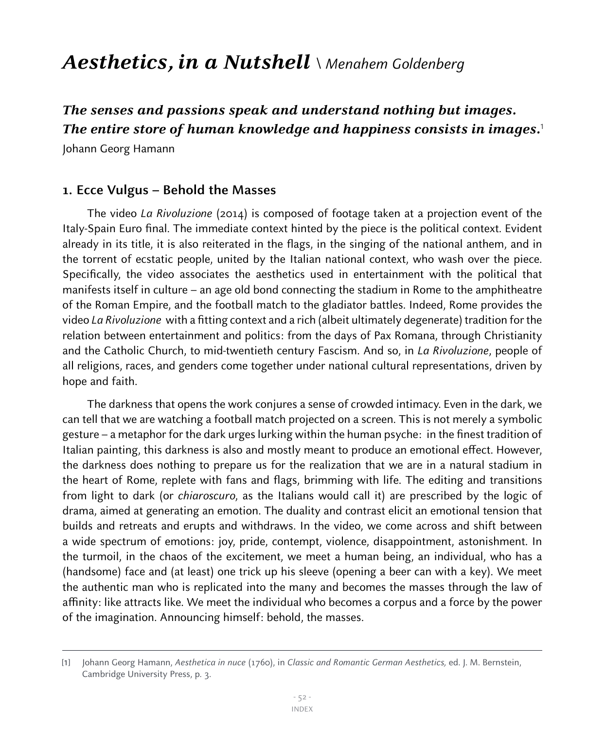# *Aesthetics, in a Nutshell* \ *Menahem Goldenberg*

***The senses and passions speak and understand nothing but images. The entire store of human knowledge and happiness consists in images.***[1]

Johann Georg Hamann

## 1. Ecce Vulgus – Behold the Masses

The video *La Rivoluzione* (2014) is composed of footage taken at a projection event of the Italy-Spain Euro final. The immediate context hinted by the piece is the political context. Evident already in its title, it is also reiterated in the flags, in the singing of the national anthem, and in the torrent of ecstatic people, united by the Italian national context, who wash over the piece. Specifically, the video associates the aesthetics used in entertainment with the political that manifests itself in culture – an age old bond connecting the stadium in Rome to the amphitheatre of the Roman Empire, and the football match to the gladiator battles. Indeed, Rome provides the video *La Rivoluzione* with a fitting context and a rich (albeit ultimately degenerate) tradition for the relation between entertainment and politics: from the days of Pax Romana, through Christianity and the Catholic Church, to mid-twentieth century Fascism. And so, in *La Rivoluzione*, people of all religions, races, and genders come together under national cultural representations, driven by hope and faith.

The darkness that opens the work conjures a sense of crowded intimacy. Even in the dark, we can tell that we are watching a football match projected on a screen. This is not merely a symbolic gesture – a metaphor for the dark urges lurking within the human psyche: in the finest tradition of Italian painting, this darkness is also and mostly meant to produce an emotional effect. However, the darkness does nothing to prepare us for the realization that we are in a natural stadium in the heart of Rome, replete with fans and flags, brimming with life. The editing and transitions from light to dark (or *chiaroscuro*, as the Italians would call it) are prescribed by the logic of drama, aimed at generating an emotion. The duality and contrast elicit an emotional tension that builds and retreats and erupts and withdraws. In the video, we come across and shift between a wide spectrum of emotions: joy, pride, contempt, violence, disappointment, astonishment. In the turmoil, in the chaos of the excitement, we meet a human being, an individual, who has a (handsome) face and (at least) one trick up his sleeve (opening a beer can with a key). We meet the authentic man who is replicated into the many and becomes the masses through the law of affinity: like attracts like. We meet the individual who becomes a corpus and a force by the power of the imagination. Announcing himself: behold, the masses.

---

[1] Johann Georg Hamann, *Aesthetica in nuce* (1760), in *Classic and Romantic German Aesthetics,* ed. J. M. Bernstein, Cambridge University Press, p. 3.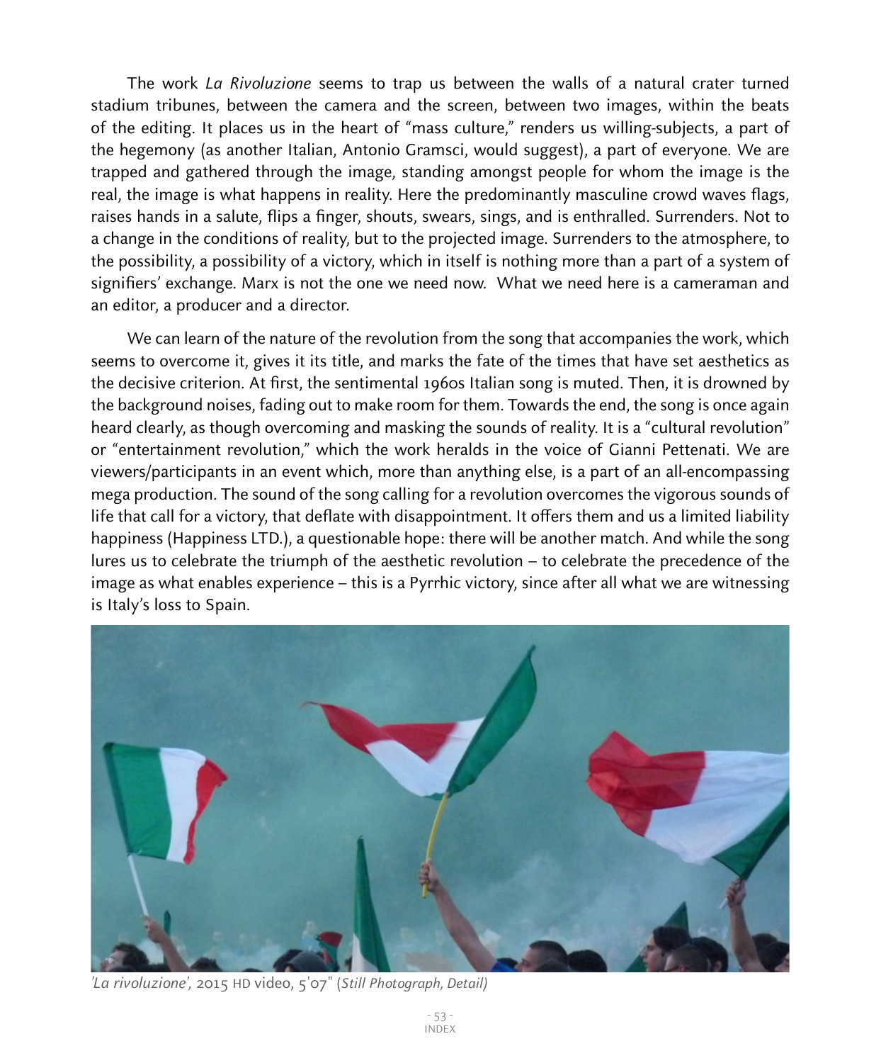The work *La Rivoluzione* seems to trap us between the walls of a natural crater turned stadium tribunes, between the camera and the screen, between two images, within the beats of the editing. It places us in the heart of "mass culture," renders us willing-subjects, a part of the hegemony (as another Italian, Antonio Gramsci, would suggest), a part of everyone. We are trapped and gathered through the image, standing amongst people for whom the image is the real, the image is what happens in reality. Here the predominantly masculine crowd waves flags, raises hands in a salute, flips a finger, shouts, swears, sings, and is enthralled. Surrenders. Not to a change in the conditions of reality, but to the projected image. Surrenders to the atmosphere, to the possibility, a possibility of a victory, which in itself is nothing more than a part of a system of signifiers' exchange. Marx is not the one we need now. What we need here is a cameraman and an editor, a producer and a director.

We can learn of the nature of the revolution from the song that accompanies the work, which seems to overcome it, gives it its title, and marks the fate of the times that have set aesthetics as the decisive criterion. At first, the sentimental 1960s Italian song is muted. Then, it is drowned by the background noises, fading out to make room for them. Towards the end, the song is once again heard clearly, as though overcoming and masking the sounds of reality. It is a "cultural revolution" or "entertainment revolution," which the work heralds in the voice of Gianni Pettenati. We are viewers/participants in an event which, more than anything else, is a part of an all-encompassing mega production. The sound of the song calling for a revolution overcomes the vigorous sounds of life that call for a victory, that deflate with disappointment. It offers them and us a limited liability happiness (Happiness LTD.), a questionable hope: there will be another match. And while the song lures us to celebrate the triumph of the aesthetic revolution – to celebrate the precedence of the image as what enables experience – this is a Pyrrhic victory, since after all what we are witnessing is Italy's loss to Spain.

*'La rivoluzione',* 2015 HD video, 5'07" (*Still Photograph, Detail)*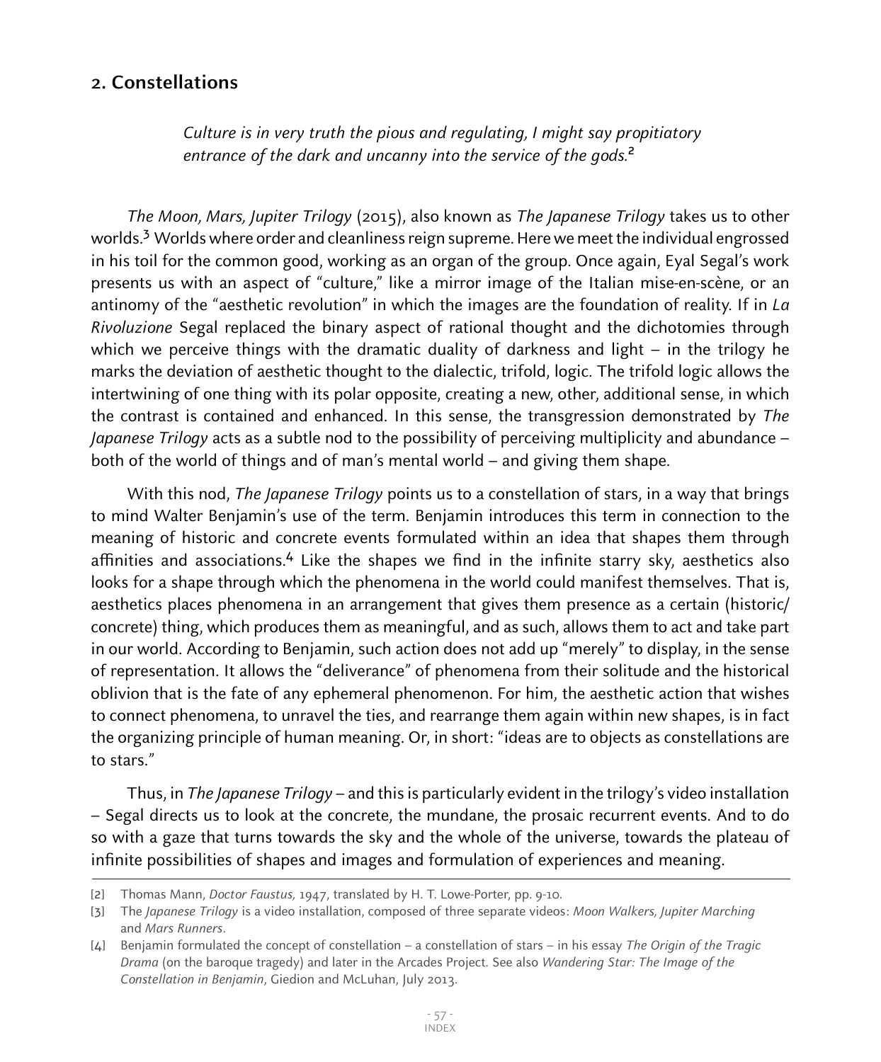## 2. Constellations

> *Culture is in very truth the pious and regulating, I might say propitiatory entrance of the dark and uncanny into the service of the gods.*[2]

*The Moon, Mars, Jupiter Trilogy* (2015), also known as *The Japanese Trilogy* takes us to other worlds.[3] Worlds where order and cleanliness reign supreme. Here we meet the individual engrossed in his toil for the common good, working as an organ of the group. Once again, Eyal Segal's work presents us with an aspect of "culture," like a mirror image of the Italian mise-en-scène, or an antinomy of the "aesthetic revolution" in which the images are the foundation of reality. If in *La Rivoluzione* Segal replaced the binary aspect of rational thought and the dichotomies through which we perceive things with the dramatic duality of darkness and light – in the trilogy he marks the deviation of aesthetic thought to the dialectic, trifold, logic. The trifold logic allows the intertwining of one thing with its polar opposite, creating a new, other, additional sense, in which the contrast is contained and enhanced. In this sense, the transgression demonstrated by *The Japanese Trilogy* acts as a subtle nod to the possibility of perceiving multiplicity and abundance – both of the world of things and of man's mental world – and giving them shape.

With this nod, *The Japanese Trilogy* points us to a constellation of stars, in a way that brings to mind Walter Benjamin's use of the term. Benjamin introduces this term in connection to the meaning of historic and concrete events formulated within an idea that shapes them through affinities and associations.[4] Like the shapes we find in the infinite starry sky, aesthetics also looks for a shape through which the phenomena in the world could manifest themselves. That is, aesthetics places phenomena in an arrangement that gives them presence as a certain (historic/concrete) thing, which produces them as meaningful, and as such, allows them to act and take part in our world. According to Benjamin, such action does not add up "merely" to display, in the sense of representation. It allows the "deliverance" of phenomena from their solitude and the historical oblivion that is the fate of any ephemeral phenomenon. For him, the aesthetic action that wishes to connect phenomena, to unravel the ties, and rearrange them again within new shapes, is in fact the organizing principle of human meaning. Or, in short: "ideas are to objects as constellations are to stars."

Thus, in *The Japanese Trilogy* – and this is particularly evident in the trilogy's video installation – Segal directs us to look at the concrete, the mundane, the prosaic recurrent events. And to do so with a gaze that turns towards the sky and the whole of the universe, towards the plateau of infinite possibilities of shapes and images and formulation of experiences and meaning.

---

[2] Thomas Mann, *Doctor Faustus,* 1947, translated by H. T. Lowe-Porter, pp. 9-10.

[3] The *Japanese Trilogy* is a video installation, composed of three separate videos: *Moon Walkers, Jupiter Marching* and *Mars Runners*.

[4] Benjamin formulated the concept of constellation – a constellation of stars – in his essay *The Origin of the Tragic Drama* (on the baroque tragedy) and later in the Arcades Project. See also *Wandering Star: The Image of the Constellation in Benjamin*, Giedion and McLuhan, July 2013.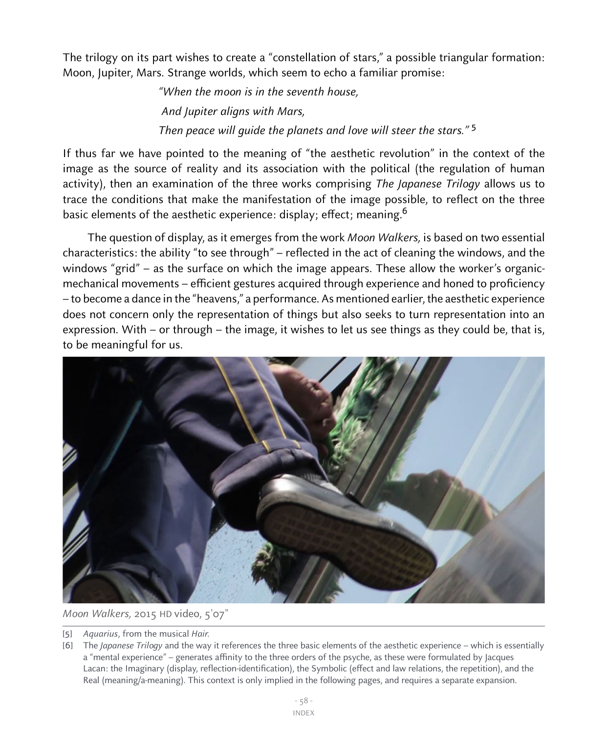The trilogy on its part wishes to create a "constellation of stars," a possible triangular formation: Moon, Jupiter, Mars. Strange worlds, which seem to echo a familiar promise:

> *"When the moon is in the seventh house,*
>
> *And Jupiter aligns with Mars,*
>
> *Then peace will guide the planets and love will steer the stars."* [5]

If thus far we have pointed to the meaning of "the aesthetic revolution" in the context of the image as the source of reality and its association with the political (the regulation of human activity), then an examination of the three works comprising *The Japanese Trilogy* allows us to trace the conditions that make the manifestation of the image possible, to reflect on the three basic elements of the aesthetic experience: display; effect; meaning.[6]

The question of display, as it emerges from the work *Moon Walkers,* is based on two essential characteristics: the ability "to see through" – reflected in the act of cleaning the windows, and the windows "grid" – as the surface on which the image appears. These allow the worker's organic-mechanical movements – efficient gestures acquired through experience and honed to proficiency – to become a dance in the "heavens," a performance. As mentioned earlier, the aesthetic experience does not concern only the representation of things but also seeks to turn representation into an expression. With – or through – the image, it wishes to let us see things as they could be, that is, to be meaningful for us.

*Moon Walkers,* 2015 HD video, 5'07"

[5] *Aquarius*, from the musical *Hair.*

[6] The *Japanese Trilogy* and the way it references the three basic elements of the aesthetic experience – which is essentially a "mental experience" – generates affinity to the three orders of the psyche, as these were formulated by Jacques Lacan: the Imaginary (display, reflection-identification), the Symbolic (effect and law relations, the repetition), and the Real (meaning/a-meaning). This context is only implied in the following pages, and requires a separate expansion.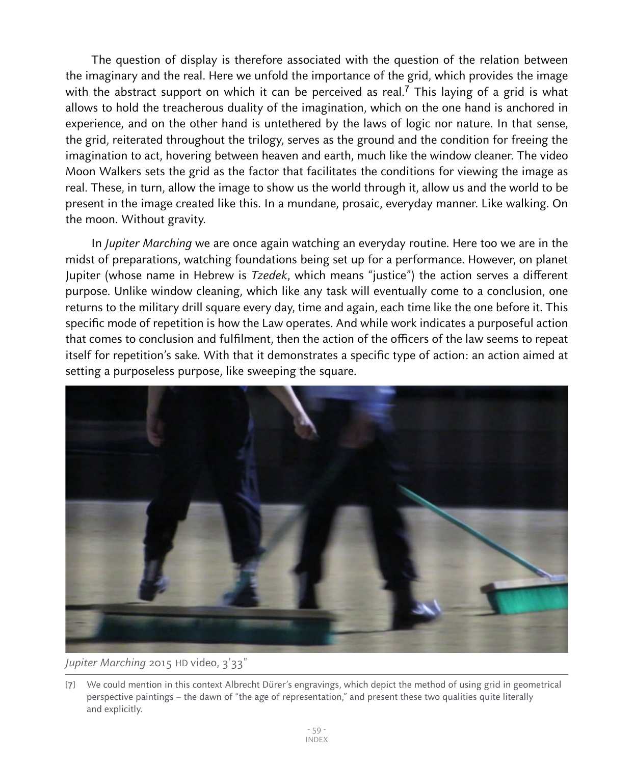The question of display is therefore associated with the question of the relation between the imaginary and the real. Here we unfold the importance of the grid, which provides the image with the abstract support on which it can be perceived as real.[7] This laying of a grid is what allows to hold the treacherous duality of the imagination, which on the one hand is anchored in experience, and on the other hand is untethered by the laws of logic nor nature. In that sense, the grid, reiterated throughout the trilogy, serves as the ground and the condition for freeing the imagination to act, hovering between heaven and earth, much like the window cleaner. The video Moon Walkers sets the grid as the factor that facilitates the conditions for viewing the image as real. These, in turn, allow the image to show us the world through it, allow us and the world to be present in the image created like this. In a mundane, prosaic, everyday manner. Like walking. On the moon. Without gravity.

In *Jupiter Marching* we are once again watching an everyday routine. Here too we are in the midst of preparations, watching foundations being set up for a performance. However, on planet Jupiter (whose name in Hebrew is *Tzedek*, which means "justice") the action serves a different purpose. Unlike window cleaning, which like any task will eventually come to a conclusion, one returns to the military drill square every day, time and again, each time like the one before it. This specific mode of repetition is how the Law operates. And while work indicates a purposeful action that comes to conclusion and fulfilment, then the action of the officers of the law seems to repeat itself for repetition's sake. With that it demonstrates a specific type of action: an action aimed at setting a purposeless purpose, like sweeping the square.

*Jupiter Marching* 2015 HD video, 3'33"

[7] We could mention in this context Albrecht Dürer's engravings, which depict the method of using grid in geometrical perspective paintings – the dawn of "the age of representation," and present these two qualities quite literally and explicitly.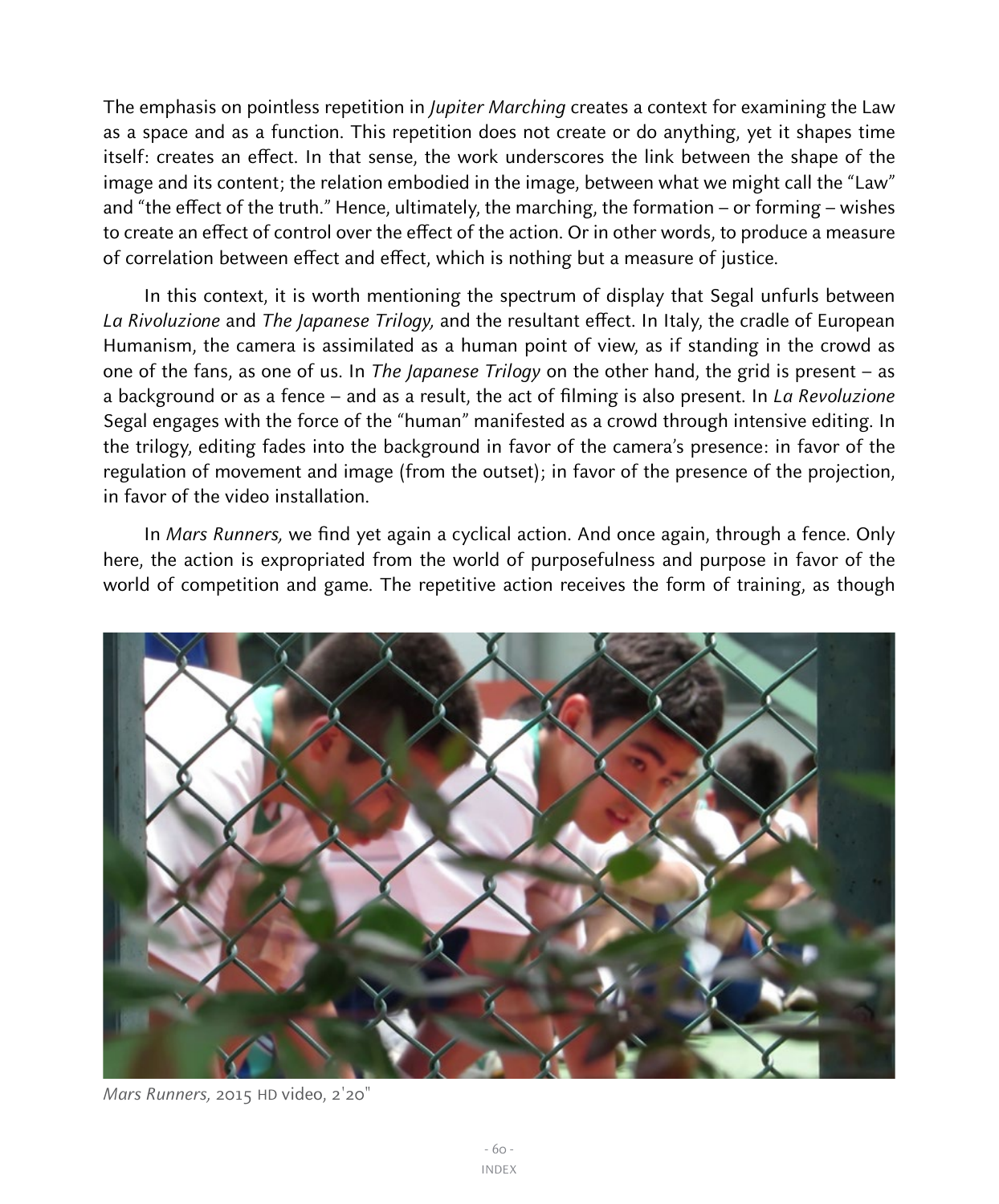The emphasis on pointless repetition in *Jupiter Marching* creates a context for examining the Law as a space and as a function. This repetition does not create or do anything, yet it shapes time itself: creates an effect. In that sense, the work underscores the link between the shape of the image and its content; the relation embodied in the image, between what we might call the "Law" and "the effect of the truth." Hence, ultimately, the marching, the formation – or forming – wishes to create an effect of control over the effect of the action. Or in other words, to produce a measure of correlation between effect and effect, which is nothing but a measure of justice.

In this context, it is worth mentioning the spectrum of display that Segal unfurls between *La Rivoluzione* and *The Japanese Trilogy,* and the resultant effect. In Italy, the cradle of European Humanism, the camera is assimilated as a human point of view, as if standing in the crowd as one of the fans, as one of us. In *The Japanese Trilogy* on the other hand, the grid is present – as a background or as a fence – and as a result, the act of filming is also present. In *La Revoluzione* Segal engages with the force of the "human" manifested as a crowd through intensive editing. In the trilogy, editing fades into the background in favor of the camera's presence: in favor of the regulation of movement and image (from the outset); in favor of the presence of the projection, in favor of the video installation.

In *Mars Runners,* we find yet again a cyclical action. And once again, through a fence. Only here, the action is expropriated from the world of purposefulness and purpose in favor of the world of competition and game. The repetitive action receives the form of training, as though

*Mars Runners,* 2015 HD video, 2'20"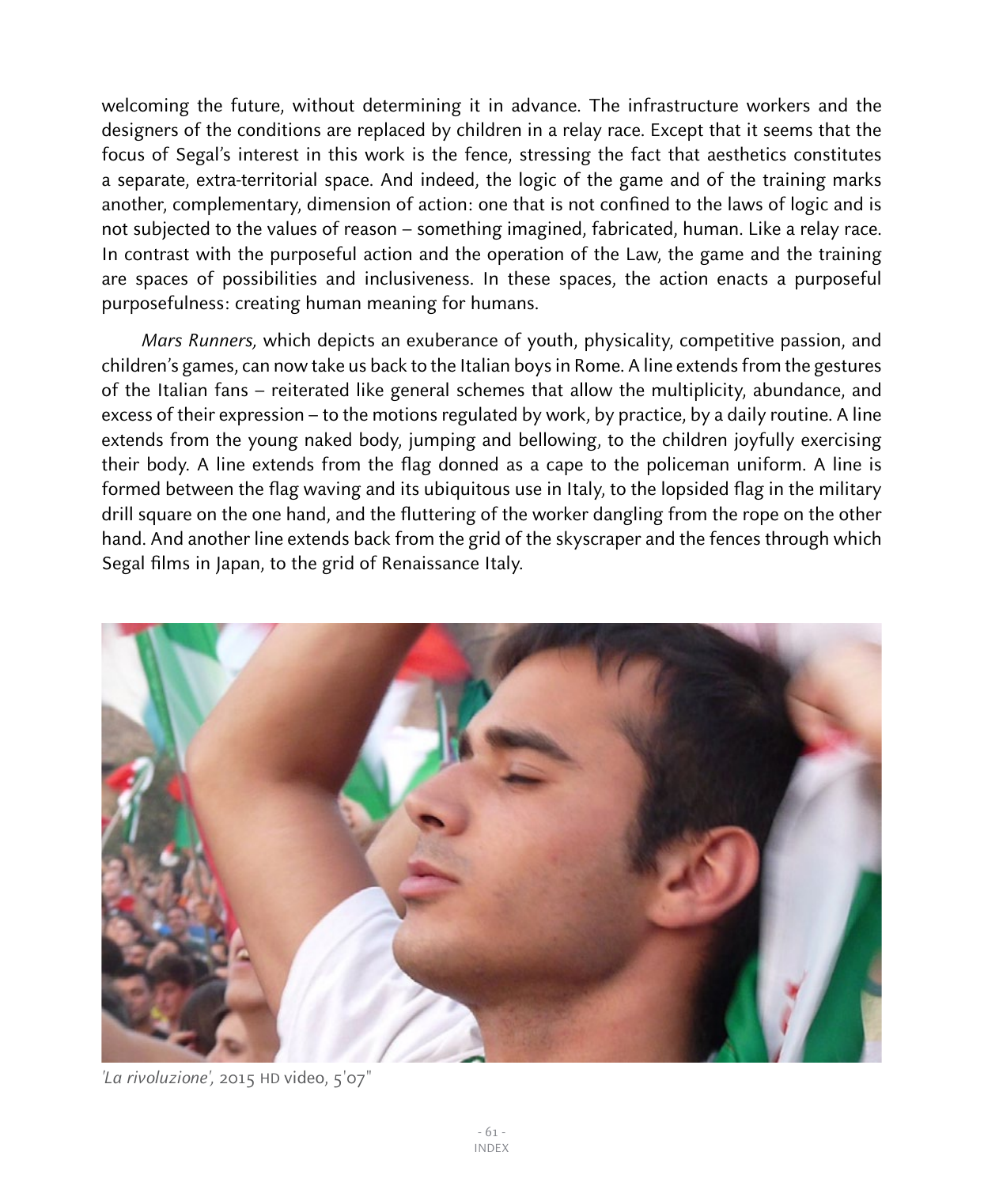welcoming the future, without determining it in advance. The infrastructure workers and the designers of the conditions are replaced by children in a relay race. Except that it seems that the focus of Segal's interest in this work is the fence, stressing the fact that aesthetics constitutes a separate, extra-territorial space. And indeed, the logic of the game and of the training marks another, complementary, dimension of action: one that is not confined to the laws of logic and is not subjected to the values of reason – something imagined, fabricated, human. Like a relay race. In contrast with the purposeful action and the operation of the Law, the game and the training are spaces of possibilities and inclusiveness. In these spaces, the action enacts a purposeful purposefulness: creating human meaning for humans.

*Mars Runners,* which depicts an exuberance of youth, physicality, competitive passion, and children's games, can now take us back to the Italian boys in Rome. A line extends from the gestures of the Italian fans – reiterated like general schemes that allow the multiplicity, abundance, and excess of their expression – to the motions regulated by work, by practice, by a daily routine. A line extends from the young naked body, jumping and bellowing, to the children joyfully exercising their body. A line extends from the flag donned as a cape to the policeman uniform. A line is formed between the flag waving and its ubiquitous use in Italy, to the lopsided flag in the military drill square on the one hand, and the fluttering of the worker dangling from the rope on the other hand. And another line extends back from the grid of the skyscraper and the fences through which Segal films in Japan, to the grid of Renaissance Italy.

*'La rivoluzione',* 2015 HD video, 5'07"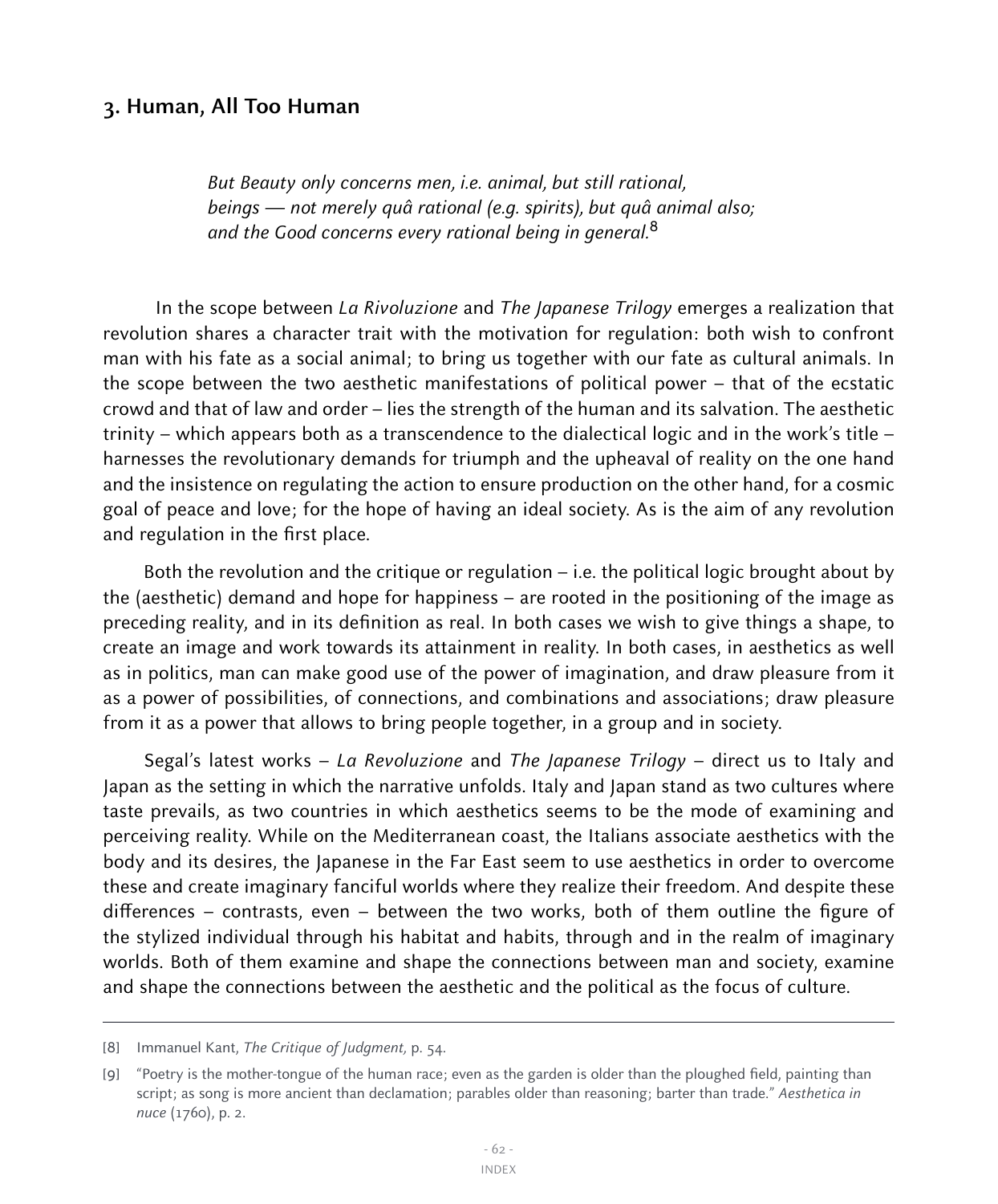## 3. Human, All Too Human

> *But Beauty only concerns men, i.e. animal, but still rational, beings — not merely quâ rational (e.g. spirits), but quâ animal also; and the Good concerns every rational being in general.*[8]

In the scope between *La Rivoluzione* and *The Japanese Trilogy* emerges a realization that revolution shares a character trait with the motivation for regulation: both wish to confront man with his fate as a social animal; to bring us together with our fate as cultural animals. In the scope between the two aesthetic manifestations of political power – that of the ecstatic crowd and that of law and order – lies the strength of the human and its salvation. The aesthetic trinity – which appears both as a transcendence to the dialectical logic and in the work's title – harnesses the revolutionary demands for triumph and the upheaval of reality on the one hand and the insistence on regulating the action to ensure production on the other hand, for a cosmic goal of peace and love; for the hope of having an ideal society. As is the aim of any revolution and regulation in the first place.

Both the revolution and the critique or regulation – i.e. the political logic brought about by the (aesthetic) demand and hope for happiness – are rooted in the positioning of the image as preceding reality, and in its definition as real. In both cases we wish to give things a shape, to create an image and work towards its attainment in reality. In both cases, in aesthetics as well as in politics, man can make good use of the power of imagination, and draw pleasure from it as a power of possibilities, of connections, and combinations and associations; draw pleasure from it as a power that allows to bring people together, in a group and in society.

Segal's latest works – *La Revoluzione* and *The Japanese Trilogy* – direct us to Italy and Japan as the setting in which the narrative unfolds. Italy and Japan stand as two cultures where taste prevails, as two countries in which aesthetics seems to be the mode of examining and perceiving reality. While on the Mediterranean coast, the Italians associate aesthetics with the body and its desires, the Japanese in the Far East seem to use aesthetics in order to overcome these and create imaginary fanciful worlds where they realize their freedom. And despite these differences – contrasts, even – between the two works, both of them outline the figure of the stylized individual through his habitat and habits, through and in the realm of imaginary worlds. Both of them examine and shape the connections between man and society, examine and shape the connections between the aesthetic and the political as the focus of culture.

---

[8] Immanuel Kant, *The Critique of Judgment,* p. 54.

[9] "Poetry is the mother-tongue of the human race; even as the garden is older than the ploughed field, painting than script; as song is more ancient than declamation; parables older than reasoning; barter than trade." *Aesthetica in nuce* (1760), p. 2.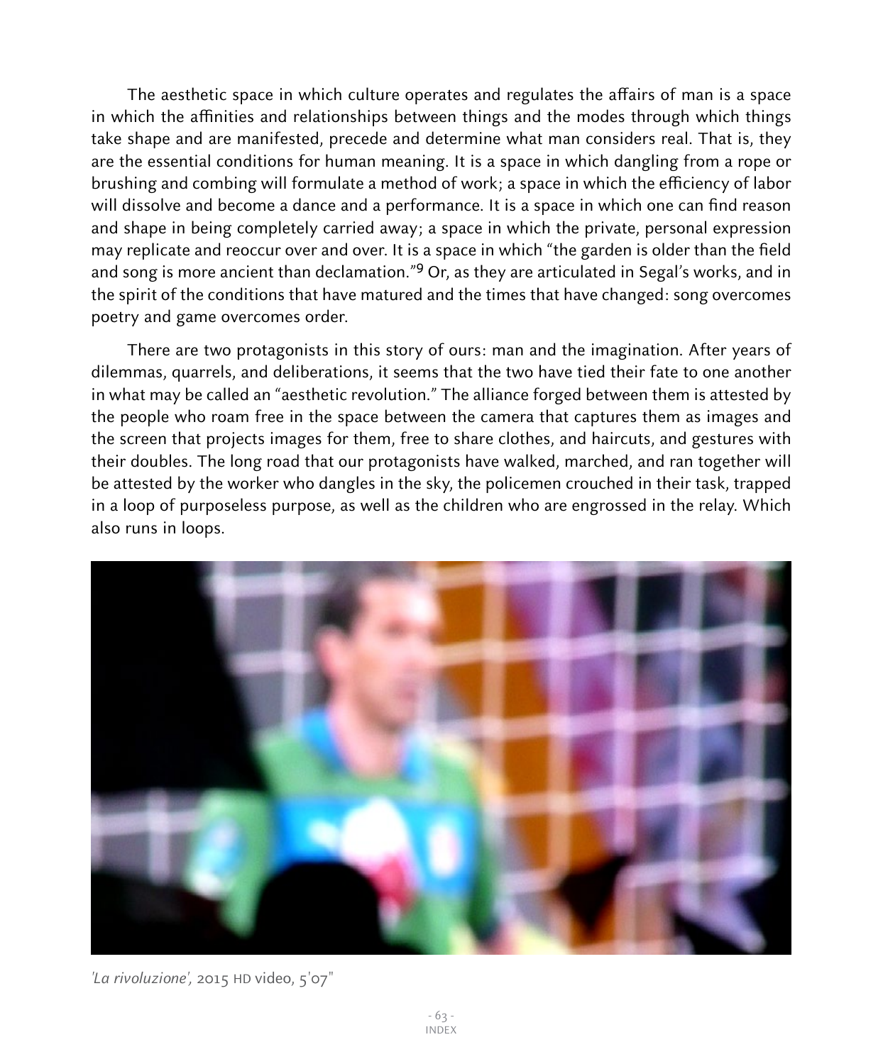The aesthetic space in which culture operates and regulates the affairs of man is a space in which the affinities and relationships between things and the modes through which things take shape and are manifested, precede and determine what man considers real. That is, they are the essential conditions for human meaning. It is a space in which dangling from a rope or brushing and combing will formulate a method of work; a space in which the efficiency of labor will dissolve and become a dance and a performance. It is a space in which one can find reason and shape in being completely carried away; a space in which the private, personal expression may replicate and reoccur over and over. It is a space in which "the garden is older than the field and song is more ancient than declamation."[9] Or, as they are articulated in Segal's works, and in the spirit of the conditions that have matured and the times that have changed: song overcomes poetry and game overcomes order.

There are two protagonists in this story of ours: man and the imagination. After years of dilemmas, quarrels, and deliberations, it seems that the two have tied their fate to one another in what may be called an "aesthetic revolution." The alliance forged between them is attested by the people who roam free in the space between the camera that captures them as images and the screen that projects images for them, free to share clothes, and haircuts, and gestures with their doubles. The long road that our protagonists have walked, marched, and ran together will be attested by the worker who dangles in the sky, the policemen crouched in their task, trapped in a loop of purposeless purpose, as well as the children who are engrossed in the relay. Which also runs in loops.

*'La rivoluzione',* 2015 HD video, 5'07"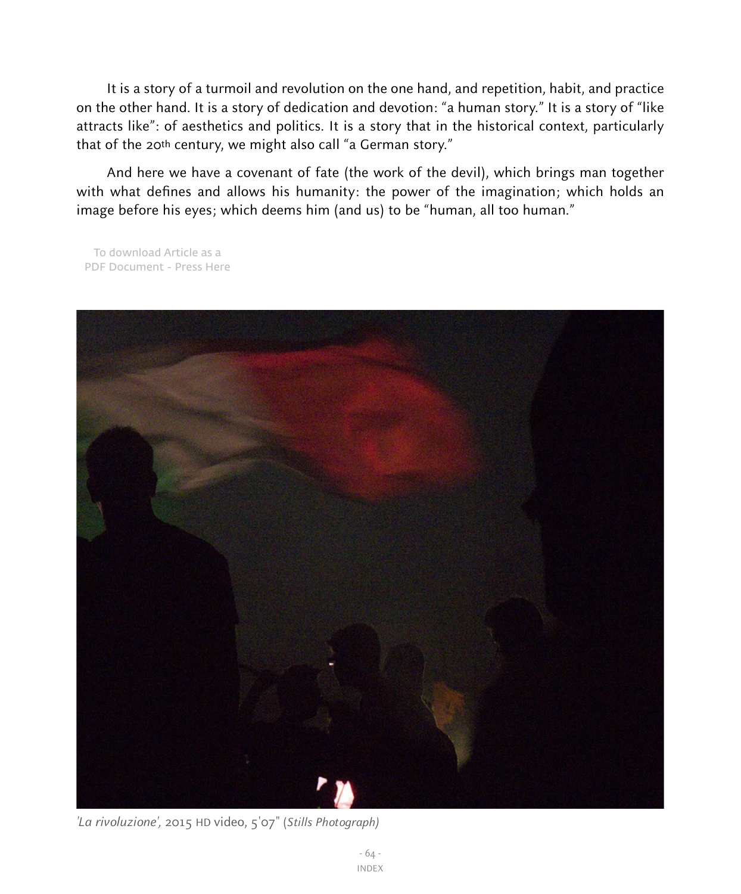It is a story of a turmoil and revolution on the one hand, and repetition, habit, and practice on the other hand. It is a story of dedication and devotion: “a human story.” It is a story of “like attracts like”: of aesthetics and politics. It is a story that in the historical context, particularly that of the 20th century, we might also call “a German story.”

And here we have a covenant of fate (the work of the devil), which brings man together with what defines and allows his humanity: the power of the imagination; which holds an image before his eyes; which deems him (and us) to be “human, all too human.”

To download Article as a PDF Document - Press Here

*'La rivoluzione',* 2015 HD video, 5'07" (*Stills Photograph*)